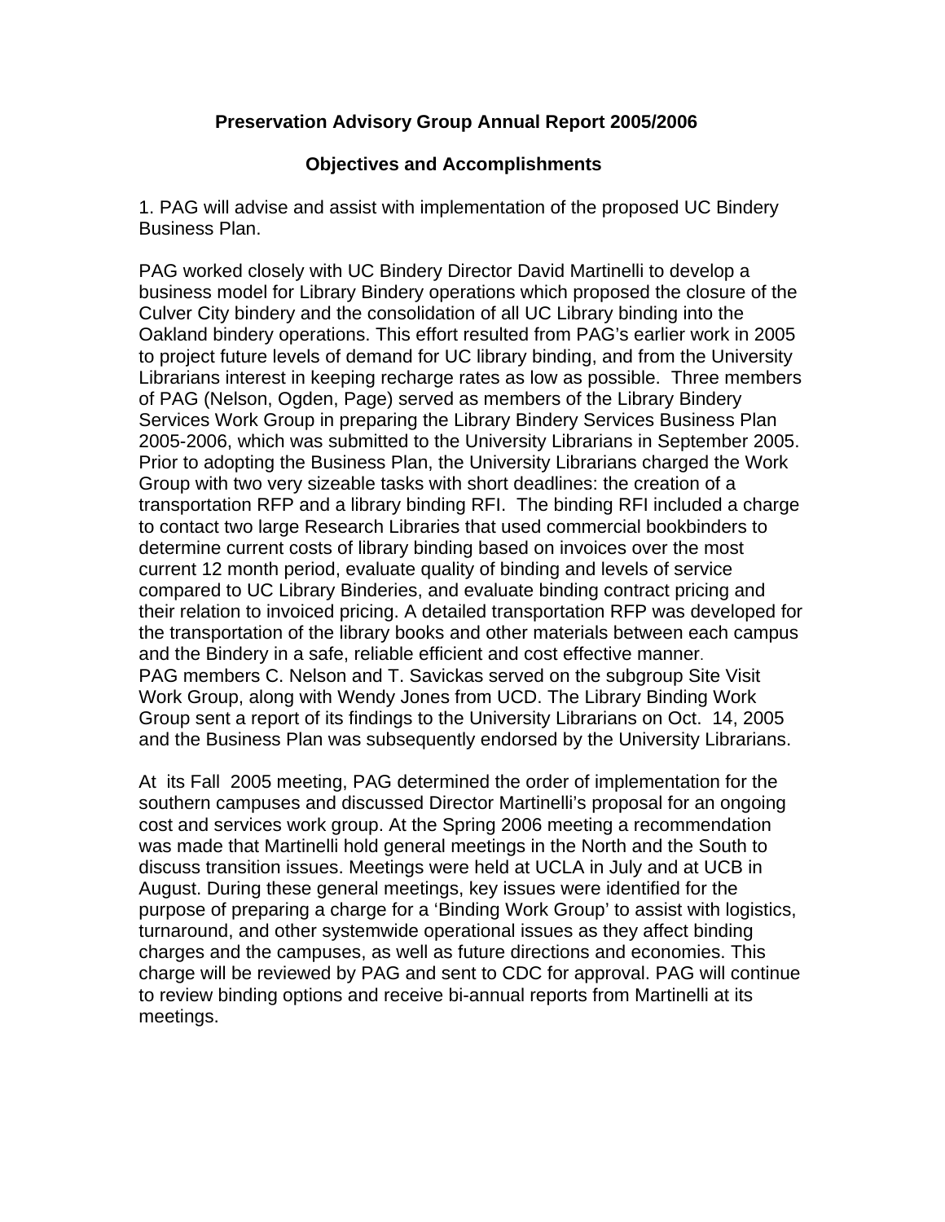# Preservation Advisory Group Annual Report 2005/2006

## Objectives and Accomplishments

1. PAG will advise and assist with implementation of the proposed UC Bindery Business Plan.

PAG worked closely with UC Bindery Director David Martinelli to develop a business model for Library Bindery operations which proposed the closure of the Culver City bindery and the consolidation of all UC Library binding into the Oakland bindery operations. This effort resulted from PAG's earlier work in 2005 to project future levels of demand for UC library binding, and from the University Librarians interest in keeping recharge rates as low as possible. Three members of PAG (Nelson, Ogden, Page) served as members of the Library Bindery Services Work Group in preparing the Library Bindery Services Business Plan 2005-2006, which was submitted to the University Librarians in September 2005. Prior to adopting the Business Plan, the University Librarians charged the Work Group with two very sizeable tasks with short deadlines: the creation of a transportation RFP and a library binding RFI. The binding RFI included a charge to contact two large Research Libraries that used commercial bookbinders to determine current costs of library binding based on invoices over the most current 12 month period, evaluate quality of binding and levels of service compared to UC Library Binderies, and evaluate binding contract pricing and their relation to invoiced pricing. A detailed transportation RFP was developed for the transportation of the library books and other materials between each campus and the Bindery in a safe, reliable efficient and cost effective manner. PAG members C. Nelson and T. Savickas served on the subgroup Site Visit Work Group, along with Wendy Jones from UCD. The Library Binding Work Group sent a report of its findings to the University Librarians on Oct. 14, 2005 and the Business Plan was subsequently endorsed by the University Librarians.

At its Fall 2005 meeting, PAG determined the order of implementation for the southern campuses and discussed Director Martinelli's proposal for an ongoing cost and services work group. At the Spring 2006 meeting a recommendation was made that Martinelli hold general meetings in the North and the South to discuss transition issues. Meetings were held at UCLA in July and at UCB in August. During these general meetings, key issues were identified for the purpose of preparing a charge for a 'Binding Work Group' to assist with logistics, turnaround, and other systemwide operational issues as they affect binding charges and the campuses, as well as future directions and economies. This charge will be reviewed by PAG and sent to CDC for approval. PAG will continue to review binding options and receive bi-annual reports from Martinelli at its meetings.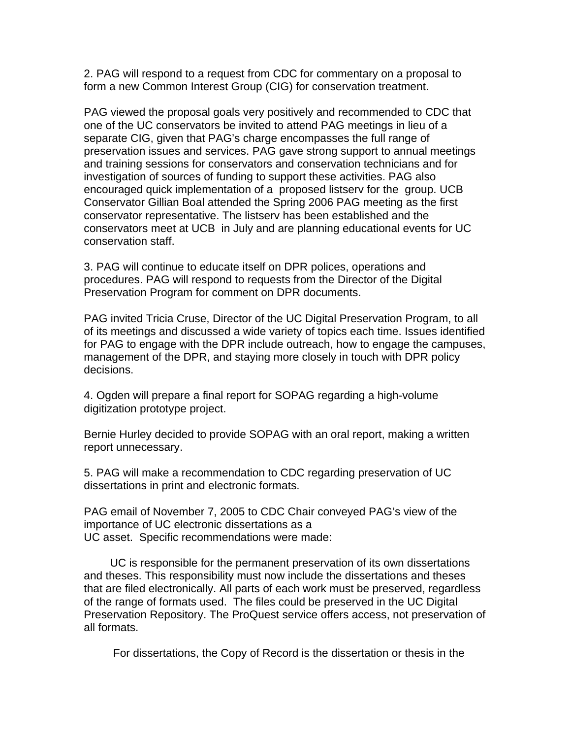2. PAG will respond to a request from CDC for commentary on a proposal to form a new Common Interest Group (CIG) for conservation treatment.

PAG viewed the proposal goals very positively and recommended to CDC that one of the UC conservators be invited to attend PAG meetings in lieu of a separate CIG, given that PAG's charge encompasses the full range of preservation issues and services. PAG gave strong support to annual meetings and training sessions for conservators and conservation technicians and for investigation of sources of funding to support these activities. PAG also encouraged quick implementation of a proposed listserv for the group. UCB Conservator Gillian Boal attended the Spring 2006 PAG meeting as the first conservator representative. The listserv has been established and the conservators meet at UCB in July and are planning educational events for UC conservation staff.

3. PAG will continue to educate itself on DPR polices, operations and procedures. PAG will respond to requests from the Director of the Digital Preservation Program for comment on DPR documents.

PAG invited Tricia Cruse, Director of the UC Digital Preservation Program, to all of its meetings and discussed a wide variety of topics each time. Issues identified for PAG to engage with the DPR include outreach, how to engage the campuses, management of the DPR, and staying more closely in touch with DPR policy decisions.

4. Ogden will prepare a final report for SOPAG regarding a high-volume digitization prototype project.

Bernie Hurley decided to provide SOPAG with an oral report, making a written report unnecessary.

5. PAG will make a recommendation to CDC regarding preservation of UC dissertations in print and electronic formats.

PAG email of November 7, 2005 to CDC Chair conveyed PAG's view of the importance of UC electronic dissertations as a UC asset. Specific recommendations were made:

UC is responsible for the permanent preservation of its own dissertations and theses. This responsibility must now include the dissertations and theses that are filed electronically. All parts of each work must be preserved, regardless of the range of formats used. The files could be preserved in the UC Digital Preservation Repository. The ProQuest service offers access, not preservation of all formats.

For dissertations, the Copy of Record is the dissertation or thesis in the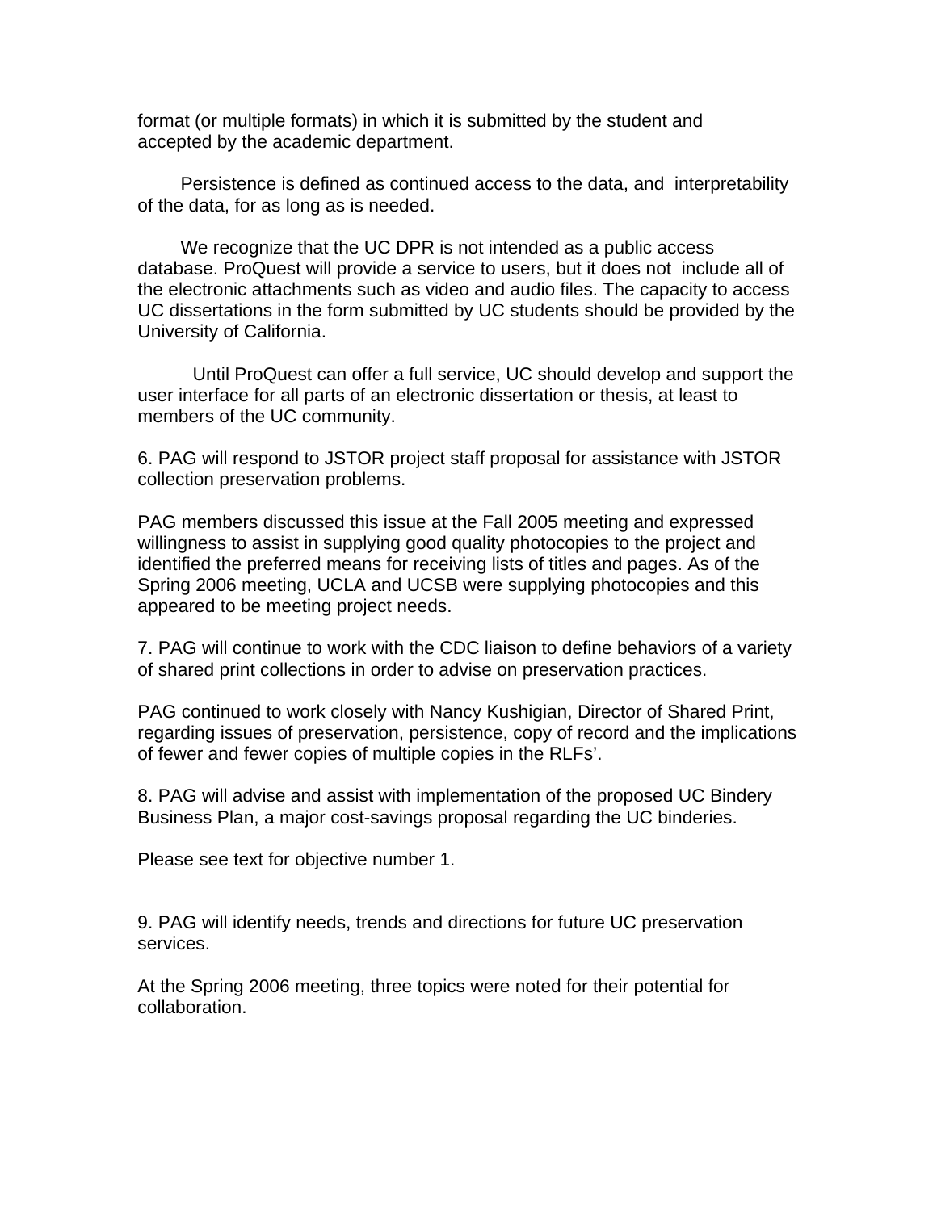format (or multiple formats) in which it is submitted by the student and accepted by the academic department.

Persistence is defined as continued access to the data, and interpretability of the data, for as long as is needed.

We recognize that the UC DPR is not intended as a public access database. ProQuest will provide a service to users, but it does not include all of the electronic attachments such as video and audio files. The capacity to access UC dissertations in the form submitted by UC students should be provided by the University of California.

Until ProQuest can offer a full service, UC should develop and support the user interface for all parts of an electronic dissertation or thesis, at least to members of the UC community.

6. PAG will respond to JSTOR project staff proposal for assistance with JSTOR collection preservation problems.

PAG members discussed this issue at the Fall 2005 meeting and expressed willingness to assist in supplying good quality photocopies to the project and identified the preferred means for receiving lists of titles and pages. As of the Spring 2006 meeting, UCLA and UCSB were supplying photocopies and this appeared to be meeting project needs.

7. PAG will continue to work with the CDC liaison to define behaviors of a variety of shared print collections in order to advise on preservation practices.

PAG continued to work closely with Nancy Kushigian, Director of Shared Print, regarding issues of preservation, persistence, copy of record and the implications of fewer and fewer copies of multiple copies in the RLFs'.

8. PAG will advise and assist with implementation of the proposed UC Bindery Business Plan, a major cost-savings proposal regarding the UC binderies.

Please see text for objective number 1.

9. PAG will identify needs, trends and directions for future UC preservation services.

At the Spring 2006 meeting, three topics were noted for their potential for collaboration.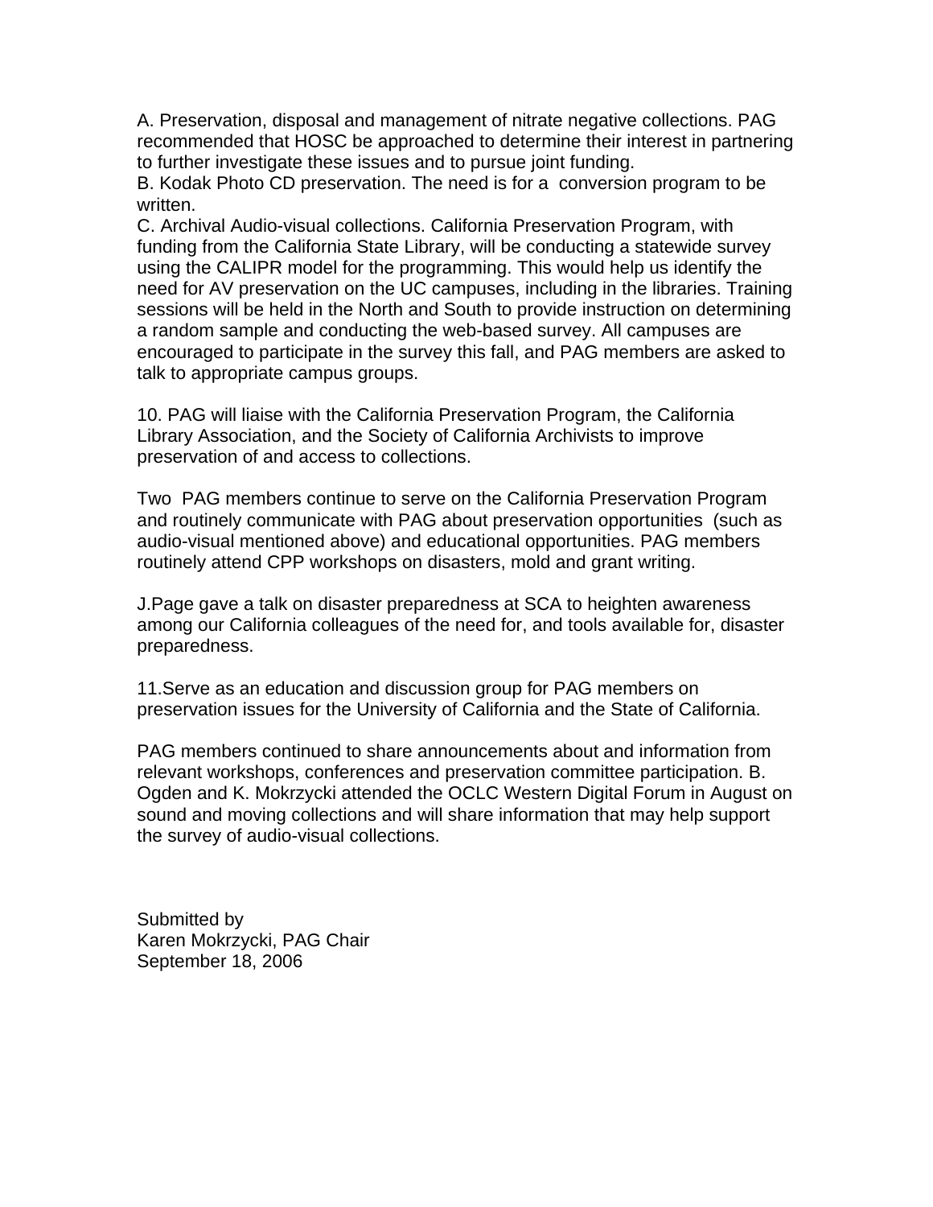A. Preservation, disposal and management of nitrate negative collections. PAG recommended that HOSC be approached to determine their interest in partnering to further investigate these issues and to pursue joint funding.
B. Kodak Photo CD preservation. The need is for a conversion program to be written.
C. Archival Audio-visual collections. California Preservation Program, with funding from the California State Library, will be conducting a statewide survey using the CALIPR model for the programming. This would help us identify the need for AV preservation on the UC campuses, including in the libraries. Training sessions will be held in the North and South to provide instruction on determining a random sample and conducting the web-based survey. All campuses are encouraged to participate in the survey this fall, and PAG members are asked to talk to appropriate campus groups.

10. PAG will liaise with the California Preservation Program, the California Library Association, and the Society of California Archivists to improve preservation of and access to collections.

Two PAG members continue to serve on the California Preservation Program and routinely communicate with PAG about preservation opportunities (such as audio-visual mentioned above) and educational opportunities. PAG members routinely attend CPP workshops on disasters, mold and grant writing.

J.Page gave a talk on disaster preparedness at SCA to heighten awareness among our California colleagues of the need for, and tools available for, disaster preparedness.

11.Serve as an education and discussion group for PAG members on preservation issues for the University of California and the State of California.

PAG members continued to share announcements about and information from relevant workshops, conferences and preservation committee participation. B. Ogden and K. Mokrzycki attended the OCLC Western Digital Forum in August on sound and moving collections and will share information that may help support the survey of audio-visual collections.

Submitted by
Karen Mokrzycki, PAG Chair
September 18, 2006